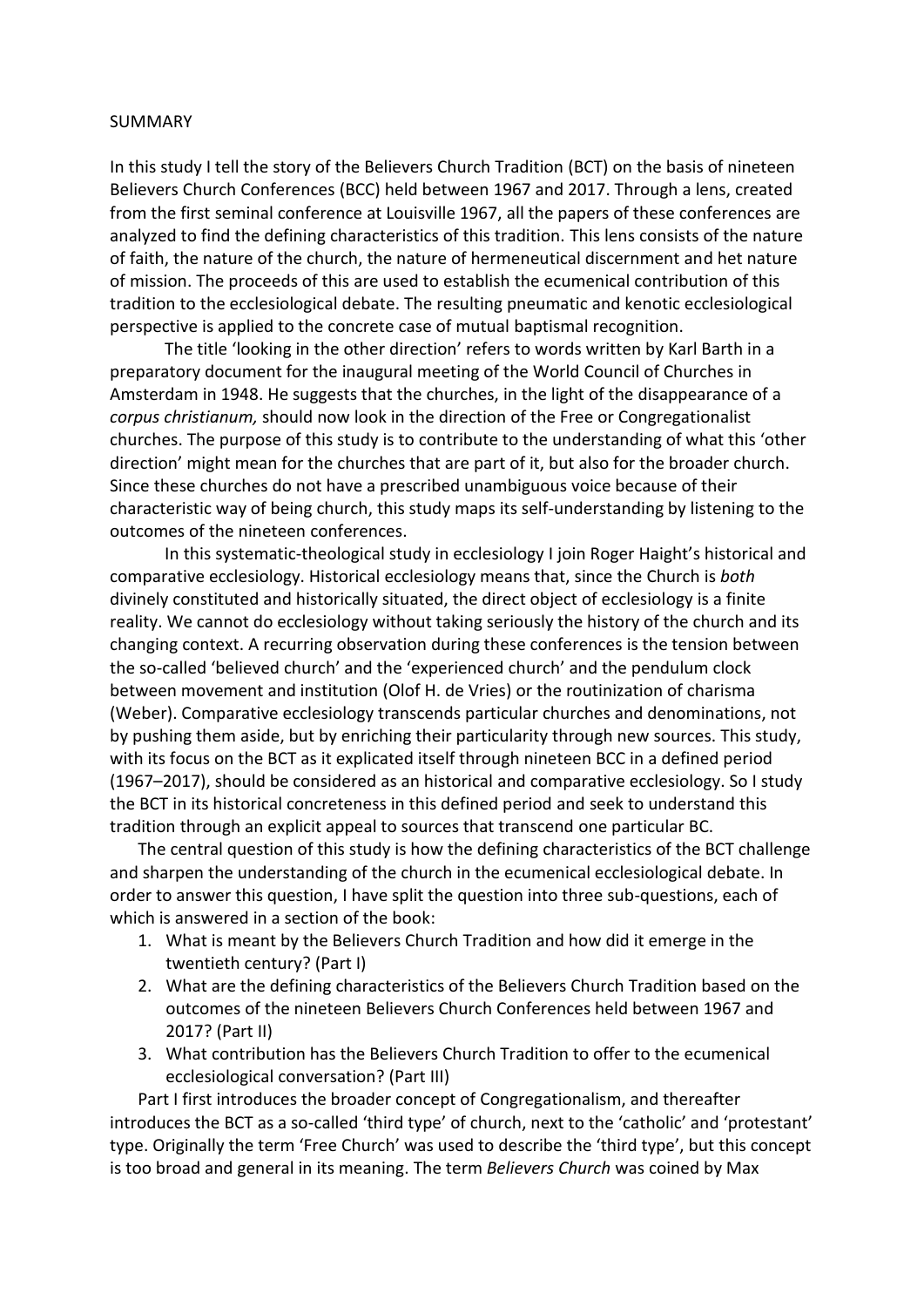# SUMMARY

In this study I tell the story of the Believers Church Tradition (BCT) on the basis of nineteen Believers Church Conferences (BCC) held between 1967 and 2017. Through a lens, created from the first seminal conference at Louisville 1967, all the papers of these conferences are analyzed to find the defining characteristics of this tradition. This lens consists of the nature of faith, the nature of the church, the nature of hermeneutical discernment and het nature of mission. The proceeds of this are used to establish the ecumenical contribution of this tradition to the ecclesiological debate. The resulting pneumatic and kenotic ecclesiological perspective is applied to the concrete case of mutual baptismal recognition.

The title 'looking in the other direction' refers to words written by Karl Barth in a preparatory document for the inaugural meeting of the World Council of Churches in Amsterdam in 1948. He suggests that the churches, in the light of the disappearance of a *corpus christianum,* should now look in the direction of the Free or Congregationalist churches. The purpose of this study is to contribute to the understanding of what this 'other direction' might mean for the churches that are part of it, but also for the broader church. Since these churches do not have a prescribed unambiguous voice because of their characteristic way of being church, this study maps its self-understanding by listening to the outcomes of the nineteen conferences.

In this systematic-theological study in ecclesiology I join Roger Haight's historical and comparative ecclesiology. Historical ecclesiology means that, since the Church is *both* divinely constituted and historically situated, the direct object of ecclesiology is a finite reality. We cannot do ecclesiology without taking seriously the history of the church and its changing context. A recurring observation during these conferences is the tension between the so-called 'believed church' and the 'experienced church' and the pendulum clock between movement and institution (Olof H. de Vries) or the routinization of charisma (Weber). Comparative ecclesiology transcends particular churches and denominations, not by pushing them aside, but by enriching their particularity through new sources. This study, with its focus on the BCT as it explicated itself through nineteen BCC in a defined period (1967–2017), should be considered as an historical and comparative ecclesiology. So I study the BCT in its historical concreteness in this defined period and seek to understand this tradition through an explicit appeal to sources that transcend one particular BC.

The central question of this study is how the defining characteristics of the BCT challenge and sharpen the understanding of the church in the ecumenical ecclesiological debate. In order to answer this question, I have split the question into three sub-questions, each of which is answered in a section of the book:

1. What is meant by the Believers Church Tradition and how did it emerge in the twentieth century? (Part I)
2. What are the defining characteristics of the Believers Church Tradition based on the outcomes of the nineteen Believers Church Conferences held between 1967 and 2017? (Part II)
3. What contribution has the Believers Church Tradition to offer to the ecumenical ecclesiological conversation? (Part III)

Part I first introduces the broader concept of Congregationalism, and thereafter introduces the BCT as a so-called 'third type' of church, next to the 'catholic' and 'protestant' type. Originally the term 'Free Church' was used to describe the 'third type', but this concept is too broad and general in its meaning. The term *Believers Church* was coined by Max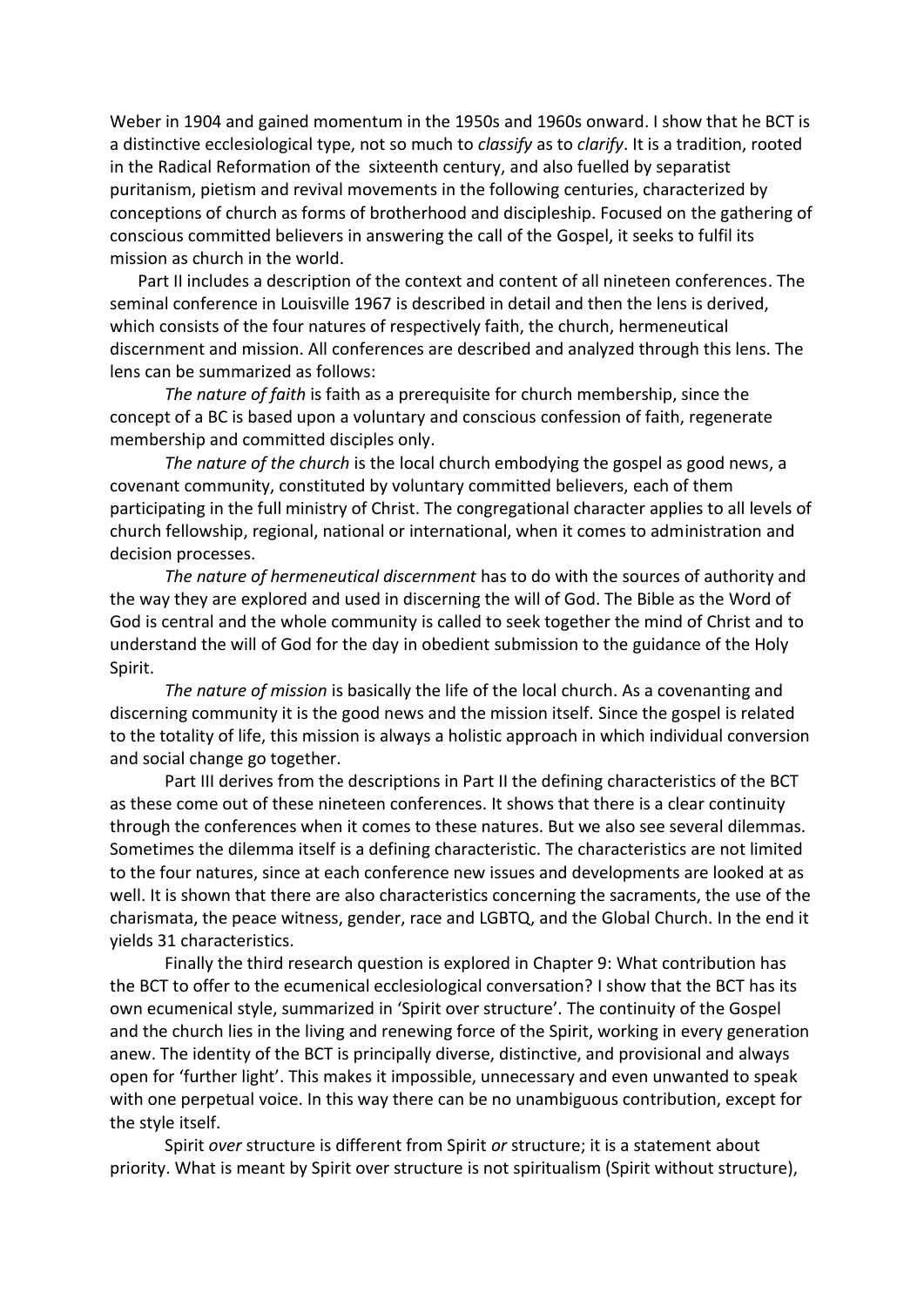Weber in 1904 and gained momentum in the 1950s and 1960s onward. I show that he BCT is a distinctive ecclesiological type, not so much to *classify* as to *clarify*. It is a tradition, rooted in the Radical Reformation of the sixteenth century, and also fuelled by separatist puritanism, pietism and revival movements in the following centuries, characterized by conceptions of church as forms of brotherhood and discipleship. Focused on the gathering of conscious committed believers in answering the call of the Gospel, it seeks to fulfil its mission as church in the world.

Part II includes a description of the context and content of all nineteen conferences. The seminal conference in Louisville 1967 is described in detail and then the lens is derived, which consists of the four natures of respectively faith, the church, hermeneutical discernment and mission. All conferences are described and analyzed through this lens. The lens can be summarized as follows:

*The nature of faith* is faith as a prerequisite for church membership, since the concept of a BC is based upon a voluntary and conscious confession of faith, regenerate membership and committed disciples only.

*The nature of the church* is the local church embodying the gospel as good news, a covenant community, constituted by voluntary committed believers, each of them participating in the full ministry of Christ. The congregational character applies to all levels of church fellowship, regional, national or international, when it comes to administration and decision processes.

*The nature of hermeneutical discernment* has to do with the sources of authority and the way they are explored and used in discerning the will of God. The Bible as the Word of God is central and the whole community is called to seek together the mind of Christ and to understand the will of God for the day in obedient submission to the guidance of the Holy Spirit.

*The nature of mission* is basically the life of the local church. As a covenanting and discerning community it is the good news and the mission itself. Since the gospel is related to the totality of life, this mission is always a holistic approach in which individual conversion and social change go together.

Part III derives from the descriptions in Part II the defining characteristics of the BCT as these come out of these nineteen conferences. It shows that there is a clear continuity through the conferences when it comes to these natures. But we also see several dilemmas. Sometimes the dilemma itself is a defining characteristic. The characteristics are not limited to the four natures, since at each conference new issues and developments are looked at as well. It is shown that there are also characteristics concerning the sacraments, the use of the charismata, the peace witness, gender, race and LGBTQ, and the Global Church. In the end it yields 31 characteristics.

Finally the third research question is explored in Chapter 9: What contribution has the BCT to offer to the ecumenical ecclesiological conversation? I show that the BCT has its own ecumenical style, summarized in 'Spirit over structure'. The continuity of the Gospel and the church lies in the living and renewing force of the Spirit, working in every generation anew. The identity of the BCT is principally diverse, distinctive, and provisional and always open for 'further light'. This makes it impossible, unnecessary and even unwanted to speak with one perpetual voice. In this way there can be no unambiguous contribution, except for the style itself.

Spirit *over* structure is different from Spirit *or* structure; it is a statement about priority. What is meant by Spirit over structure is not spiritualism (Spirit without structure),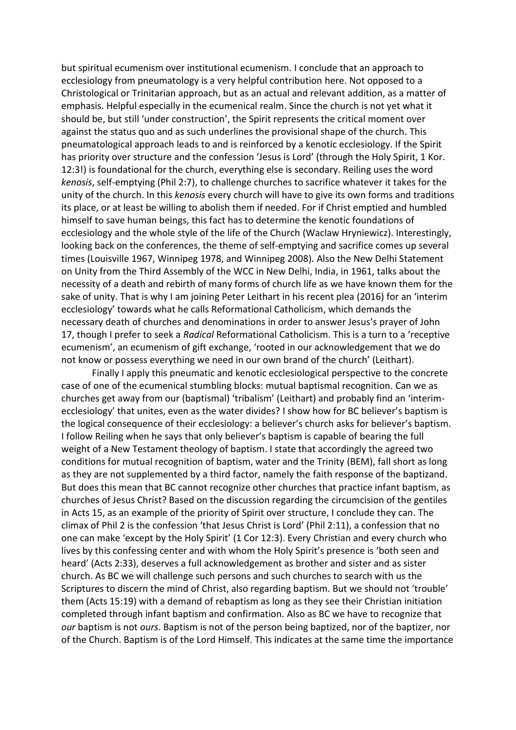but spiritual ecumenism over institutional ecumenism. I conclude that an approach to ecclesiology from pneumatology is a very helpful contribution here. Not opposed to a Christological or Trinitarian approach, but as an actual and relevant addition, as a matter of emphasis. Helpful especially in the ecumenical realm. Since the church is not yet what it should be, but still 'under construction', the Spirit represents the critical moment over against the status quo and as such underlines the provisional shape of the church. This pneumatological approach leads to and is reinforced by a kenotic ecclesiology. If the Spirit has priority over structure and the confession 'Jesus is Lord' (through the Holy Spirit, 1 Kor. 12:3!) is foundational for the church, everything else is secondary. Reiling uses the word *kenosis*, self-emptying (Phil 2:7), to challenge churches to sacrifice whatever it takes for the unity of the church. In this *kenosis* every church will have to give its own forms and traditions its place, or at least be willing to abolish them if needed. For if Christ emptied and humbled himself to save human beings, this fact has to determine the kenotic foundations of ecclesiology and the whole style of the life of the Church (Waclaw Hryniewicz). Interestingly, looking back on the conferences, the theme of self-emptying and sacrifice comes up several times (Louisville 1967, Winnipeg 1978, and Winnipeg 2008). Also the New Delhi Statement on Unity from the Third Assembly of the WCC in New Delhi, India, in 1961, talks about the necessity of a death and rebirth of many forms of church life as we have known them for the sake of unity. That is why I am joining Peter Leithart in his recent plea (2016) for an 'interim ecclesiology' towards what he calls Reformational Catholicism, which demands the necessary death of churches and denominations in order to answer Jesus's prayer of John 17, though I prefer to seek a *Radical* Reformational Catholicism. This is a turn to a 'receptive ecumenism', an ecumenism of gift exchange, 'rooted in our acknowledgement that we do not know or possess everything we need in our own brand of the church' (Leithart).

Finally I apply this pneumatic and kenotic ecclesiological perspective to the concrete case of one of the ecumenical stumbling blocks: mutual baptismal recognition. Can we as churches get away from our (baptismal) 'tribalism' (Leithart) and probably find an 'interim-ecclesiology' that unites, even as the water divides? I show how for BC believer's baptism is the logical consequence of their ecclesiology: a believer's church asks for believer's baptism. I follow Reiling when he says that only believer's baptism is capable of bearing the full weight of a New Testament theology of baptism. I state that accordingly the agreed two conditions for mutual recognition of baptism, water and the Trinity (BEM), fall short as long as they are not supplemented by a third factor, namely the faith response of the baptizand. But does this mean that BC cannot recognize other churches that practice infant baptism, as churches of Jesus Christ? Based on the discussion regarding the circumcision of the gentiles in Acts 15, as an example of the priority of Spirit over structure, I conclude they can. The climax of Phil 2 is the confession 'that Jesus Christ is Lord' (Phil 2:11), a confession that no one can make 'except by the Holy Spirit' (1 Cor 12:3). Every Christian and every church who lives by this confessing center and with whom the Holy Spirit's presence is 'both seen and heard' (Acts 2:33), deserves a full acknowledgement as brother and sister and as sister church. As BC we will challenge such persons and such churches to search with us the Scriptures to discern the mind of Christ, also regarding baptism. But we should not 'trouble' them (Acts 15:19) with a demand of rebaptism as long as they see their Christian initiation completed through infant baptism and confirmation. Also as BC we have to recognize that *our* baptism is not *ours*. Baptism is not of the person being baptized, nor of the baptizer, nor of the Church. Baptism is of the Lord Himself. This indicates at the same time the importance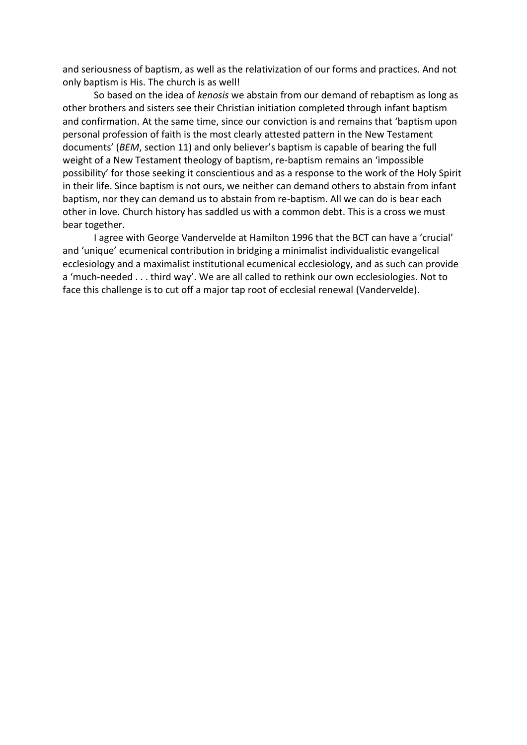and seriousness of baptism, as well as the relativization of our forms and practices. And not only baptism is His. The church is as well!

So based on the idea of *kenosis* we abstain from our demand of rebaptism as long as other brothers and sisters see their Christian initiation completed through infant baptism and confirmation. At the same time, since our conviction is and remains that 'baptism upon personal profession of faith is the most clearly attested pattern in the New Testament documents' (*BEM*, section 11) and only believer's baptism is capable of bearing the full weight of a New Testament theology of baptism, re-baptism remains an 'impossible possibility' for those seeking it conscientious and as a response to the work of the Holy Spirit in their life. Since baptism is not ours, we neither can demand others to abstain from infant baptism, nor they can demand us to abstain from re-baptism. All we can do is bear each other in love. Church history has saddled us with a common debt. This is a cross we must bear together.

I agree with George Vandervelde at Hamilton 1996 that the BCT can have a 'crucial' and 'unique' ecumenical contribution in bridging a minimalist individualistic evangelical ecclesiology and a maximalist institutional ecumenical ecclesiology, and as such can provide a 'much-needed . . . third way'. We are all called to rethink our own ecclesiologies. Not to face this challenge is to cut off a major tap root of ecclesial renewal (Vandervelde).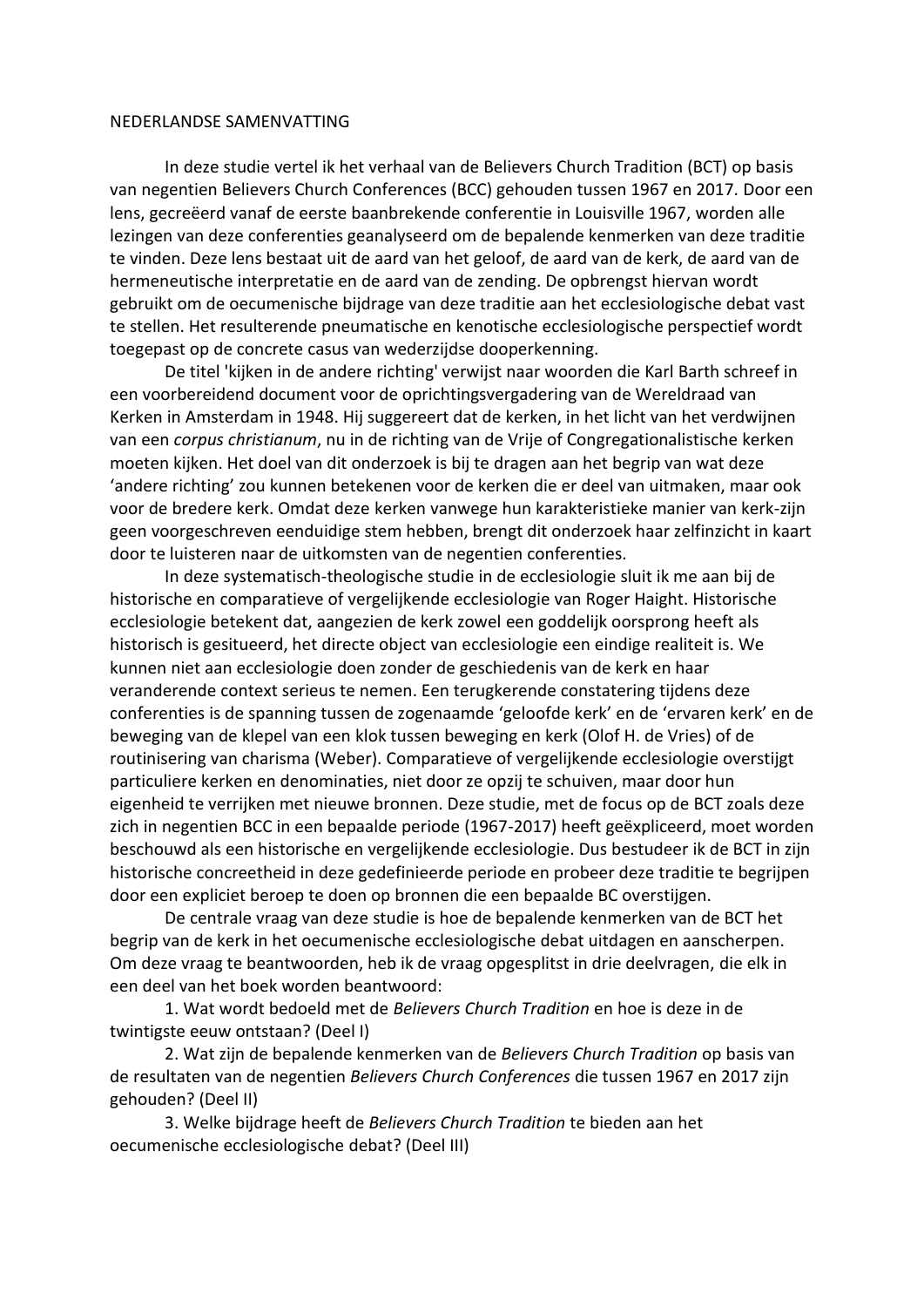NEDERLANDSE SAMENVATTING

In deze studie vertel ik het verhaal van de Believers Church Tradition (BCT) op basis van negentien Believers Church Conferences (BCC) gehouden tussen 1967 en 2017. Door een lens, gecreëerd vanaf de eerste baanbrekende conferentie in Louisville 1967, worden alle lezingen van deze conferenties geanalyseerd om de bepalende kenmerken van deze traditie te vinden. Deze lens bestaat uit de aard van het geloof, de aard van de kerk, de aard van de hermeneutische interpretatie en de aard van de zending. De opbrengst hiervan wordt gebruikt om de oecumenische bijdrage van deze traditie aan het ecclesiologische debat vast te stellen. Het resulterende pneumatische en kenotische ecclesiologische perspectief wordt toegepast op de concrete casus van wederzijdse dooperkenning.

De titel 'kijken in de andere richting' verwijst naar woorden die Karl Barth schreef in een voorbereidend document voor de oprichtingsvergadering van de Wereldraad van Kerken in Amsterdam in 1948. Hij suggereert dat de kerken, in het licht van het verdwijnen van een *corpus christianum*, nu in de richting van de Vrije of Congregationalistische kerken moeten kijken. Het doel van dit onderzoek is bij te dragen aan het begrip van wat deze 'andere richting' zou kunnen betekenen voor de kerken die er deel van uitmaken, maar ook voor de bredere kerk. Omdat deze kerken vanwege hun karakteristieke manier van kerk-zijn geen voorgeschreven eenduidige stem hebben, brengt dit onderzoek haar zelfinzicht in kaart door te luisteren naar de uitkomsten van de negentien conferenties.

In deze systematisch-theologische studie in de ecclesiologie sluit ik me aan bij de historische en comparatieve of vergelijkende ecclesiologie van Roger Haight. Historische ecclesiologie betekent dat, aangezien de kerk zowel een goddelijk oorsprong heeft als historisch is gesitueerd, het directe object van ecclesiologie een eindige realiteit is. We kunnen niet aan ecclesiologie doen zonder de geschiedenis van de kerk en haar veranderende context serieus te nemen. Een terugkerende constatering tijdens deze conferenties is de spanning tussen de zogenaamde 'geloofde kerk' en de 'ervaren kerk' en de beweging van de klepel van een klok tussen beweging en kerk (Olof H. de Vries) of de routinisering van charisma (Weber). Comparatieve of vergelijkende ecclesiologie overstijgt particuliere kerken en denominaties, niet door ze opzij te schuiven, maar door hun eigenheid te verrijken met nieuwe bronnen. Deze studie, met de focus op de BCT zoals deze zich in negentien BCC in een bepaalde periode (1967-2017) heeft geëxpliceerd, moet worden beschouwd als een historische en vergelijkende ecclesiologie. Dus bestudeer ik de BCT in zijn historische concreetheid in deze gedefinieerde periode en probeer deze traditie te begrijpen door een expliciet beroep te doen op bronnen die een bepaalde BC overstijgen.

De centrale vraag van deze studie is hoe de bepalende kenmerken van de BCT het begrip van de kerk in het oecumenische ecclesiologische debat uitdagen en aanscherpen. Om deze vraag te beantwoorden, heb ik de vraag opgesplitst in drie deelvragen, die elk in een deel van het boek worden beantwoord:

1. Wat wordt bedoeld met de *Believers Church Tradition* en hoe is deze in de twintigste eeuw ontstaan? (Deel I)
2. Wat zijn de bepalende kenmerken van de *Believers Church Tradition* op basis van de resultaten van de negentien *Believers Church Conferences* die tussen 1967 en 2017 zijn gehouden? (Deel II)
3. Welke bijdrage heeft de *Believers Church Tradition* te bieden aan het oecumenische ecclesiologische debat? (Deel III)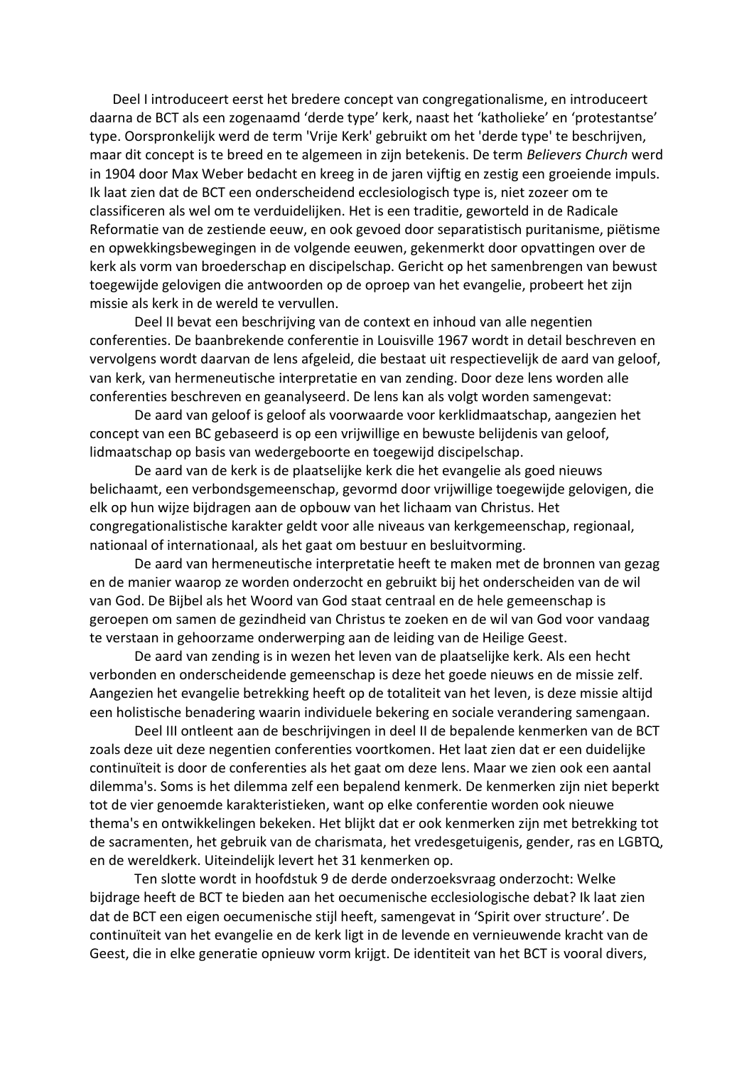Deel I introduceert eerst het bredere concept van congregationalisme, en introduceert daarna de BCT als een zogenaamd ‘derde type’ kerk, naast het ‘katholieke’ en ‘protestantse’ type. Oorspronkelijk werd de term 'Vrije Kerk' gebruikt om het 'derde type' te beschrijven, maar dit concept is te breed en te algemeen in zijn betekenis. De term *Believers Church* werd in 1904 door Max Weber bedacht en kreeg in de jaren vijftig en zestig een groeiende impuls. Ik laat zien dat de BCT een onderscheidend ecclesiologisch type is, niet zozeer om te classificeren als wel om te verduidelijken. Het is een traditie, geworteld in de Radicale Reformatie van de zestiende eeuw, en ook gevoed door separatistisch puritanisme, piëtisme en opwekkingsbewegingen in de volgende eeuwen, gekenmerkt door opvattingen over de kerk als vorm van broederschap en discipelschap. Gericht op het samenbrengen van bewust toegewijde gelovigen die antwoorden op de oproep van het evangelie, probeert het zijn missie als kerk in de wereld te vervullen.

Deel II bevat een beschrijving van de context en inhoud van alle negentien conferenties. De baanbrekende conferentie in Louisville 1967 wordt in detail beschreven en vervolgens wordt daarvan de lens afgeleid, die bestaat uit respectievelijk de aard van geloof, van kerk, van hermeneutische interpretatie en van zending. Door deze lens worden alle conferenties beschreven en geanalyseerd. De lens kan als volgt worden samengevat:

De aard van geloof is geloof als voorwaarde voor kerklidmaatschap, aangezien het concept van een BC gebaseerd is op een vrijwillige en bewuste belijdenis van geloof, lidmaatschap op basis van wedergeboorte en toegewijd discipelschap.

De aard van de kerk is de plaatselijke kerk die het evangelie als goed nieuws belichaamt, een verbondsgemeenschap, gevormd door vrijwillige toegewijde gelovigen, die elk op hun wijze bijdragen aan de opbouw van het lichaam van Christus. Het congregationalistische karakter geldt voor alle niveaus van kerkgemeenschap, regionaal, nationaal of internationaal, als het gaat om bestuur en besluitvorming.

De aard van hermeneutische interpretatie heeft te maken met de bronnen van gezag en de manier waarop ze worden onderzocht en gebruikt bij het onderscheiden van de wil van God. De Bijbel als het Woord van God staat centraal en de hele gemeenschap is geroepen om samen de gezindheid van Christus te zoeken en de wil van God voor vandaag te verstaan in gehoorzame onderwerping aan de leiding van de Heilige Geest.

De aard van zending is in wezen het leven van de plaatselijke kerk. Als een hecht verbonden en onderscheidende gemeenschap is deze het goede nieuws en de missie zelf. Aangezien het evangelie betrekking heeft op de totaliteit van het leven, is deze missie altijd een holistische benadering waarin individuele bekering en sociale verandering samengaan.

Deel III ontleent aan de beschrijvingen in deel II de bepalende kenmerken van de BCT zoals deze uit deze negentien conferenties voortkomen. Het laat zien dat er een duidelijke continuïteit is door de conferenties als het gaat om deze lens. Maar we zien ook een aantal dilemma's. Soms is het dilemma zelf een bepalend kenmerk. De kenmerken zijn niet beperkt tot de vier genoemde karakteristieken, want op elke conferentie worden ook nieuwe thema's en ontwikkelingen bekeken. Het blijkt dat er ook kenmerken zijn met betrekking tot de sacramenten, het gebruik van de charismata, het vredesgetuigenis, gender, ras en LGBTQ, en de wereldkerk. Uiteindelijk levert het 31 kenmerken op.

Ten slotte wordt in hoofdstuk 9 de derde onderzoeksvraag onderzocht: Welke bijdrage heeft de BCT te bieden aan het oecumenische ecclesiologische debat? Ik laat zien dat de BCT een eigen oecumenische stijl heeft, samengevat in ‘Spirit over structure’. De continuïteit van het evangelie en de kerk ligt in de levende en vernieuwende kracht van de Geest, die in elke generatie opnieuw vorm krijgt. De identiteit van het BCT is vooral divers,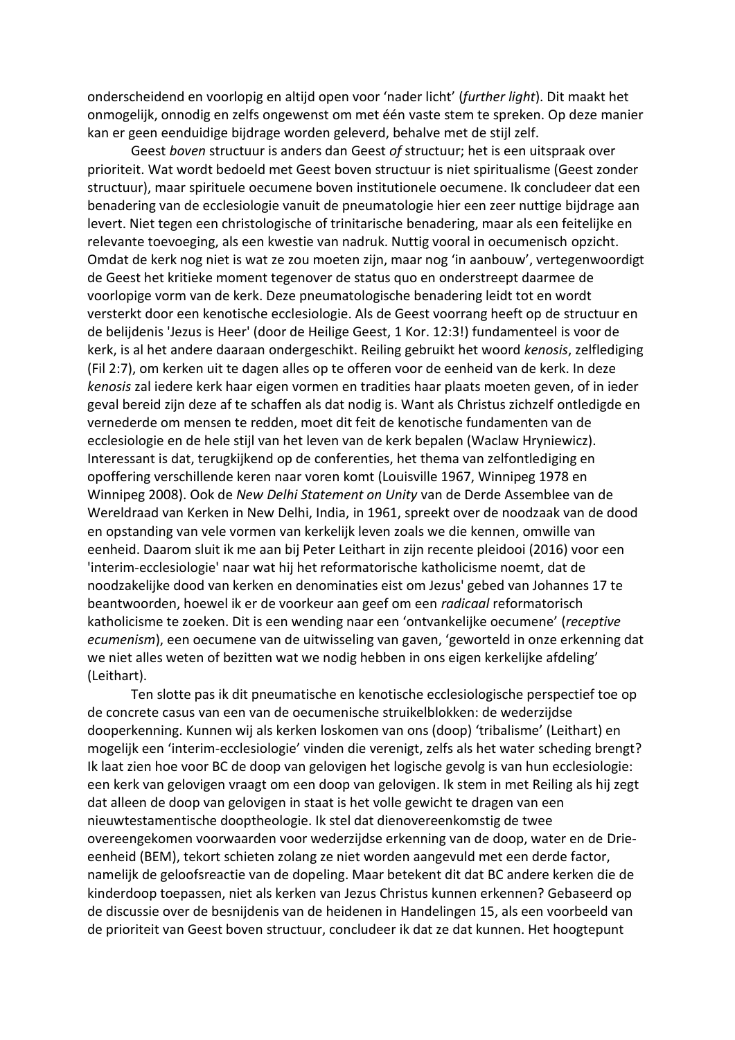onderscheidend en voorlopig en altijd open voor 'nader licht' (*further light*). Dit maakt het onmogelijk, onnodig en zelfs ongewenst om met één vaste stem te spreken. Op deze manier kan er geen eenduidige bijdrage worden geleverd, behalve met de stijl zelf.

Geest *boven* structuur is anders dan Geest *of* structuur; het is een uitspraak over prioriteit. Wat wordt bedoeld met Geest boven structuur is niet spiritualisme (Geest zonder structuur), maar spirituele oecumene boven institutionele oecumene. Ik concludeer dat een benadering van de ecclesiologie vanuit de pneumatologie hier een zeer nuttige bijdrage aan levert. Niet tegen een christologische of trinitarische benadering, maar als een feitelijke en relevante toevoeging, als een kwestie van nadruk. Nuttig vooral in oecumenisch opzicht. Omdat de kerk nog niet is wat ze zou moeten zijn, maar nog 'in aanbouw', vertegenwoordigt de Geest het kritieke moment tegenover de status quo en onderstreept daarmee de voorlopige vorm van de kerk. Deze pneumatologische benadering leidt tot en wordt versterkt door een kenotische ecclesiologie. Als de Geest voorrang heeft op de structuur en de belijdenis 'Jezus is Heer' (door de Heilige Geest, 1 Kor. 12:3!) fundamenteel is voor de kerk, is al het andere daaraan ondergeschikt. Reiling gebruikt het woord *kenosis*, zelflediging (Fil 2:7), om kerken uit te dagen alles op te offeren voor de eenheid van de kerk. In deze *kenosis* zal iedere kerk haar eigen vormen en tradities haar plaats moeten geven, of in ieder geval bereid zijn deze af te schaffen als dat nodig is. Want als Christus zichzelf ontledigde en vernederde om mensen te redden, moet dit feit de kenotische fundamenten van de ecclesiologie en de hele stijl van het leven van de kerk bepalen (Waclaw Hryniewicz). Interessant is dat, terugkijkend op de conferenties, het thema van zelfontlediging en opoffering verschillende keren naar voren komt (Louisville 1967, Winnipeg 1978 en Winnipeg 2008). Ook de *New Delhi Statement on Unity* van de Derde Assemblee van de Wereldraad van Kerken in New Delhi, India, in 1961, spreekt over de noodzaak van de dood en opstanding van vele vormen van kerkelijk leven zoals we die kennen, omwille van eenheid. Daarom sluit ik me aan bij Peter Leithart in zijn recente pleidooi (2016) voor een 'interim-ecclesiologie' naar wat hij het reformatorische katholicisme noemt, dat de noodzakelijke dood van kerken en denominaties eist om Jezus' gebed van Johannes 17 te beantwoorden, hoewel ik er de voorkeur aan geef om een *radicaal* reformatorisch katholicisme te zoeken. Dit is een wending naar een 'ontvankelijke oecumene' (*receptive ecumenism*), een oecumene van de uitwisseling van gaven, 'geworteld in onze erkenning dat we niet alles weten of bezitten wat we nodig hebben in ons eigen kerkelijke afdeling' (Leithart).

Ten slotte pas ik dit pneumatische en kenotische ecclesiologische perspectief toe op de concrete casus van een van de oecumenische struikelblokken: de wederzijdse dooperkenning. Kunnen wij als kerken loskomen van ons (doop) 'tribalisme' (Leithart) en mogelijk een 'interim-ecclesiologie' vinden die verenigt, zelfs als het water scheding brengt? Ik laat zien hoe voor BC de doop van gelovigen het logische gevolg is van hun ecclesiologie: een kerk van gelovigen vraagt om een doop van gelovigen. Ik stem in met Reiling als hij zegt dat alleen de doop van gelovigen in staat is het volle gewicht te dragen van een nieuwtestamentische dooptheologie. Ik stel dat dienovereenkomstig de twee overeengekomen voorwaarden voor wederzijdse erkenning van de doop, water en de Drie-eenheid (BEM), tekort schieten zolang ze niet worden aangevuld met een derde factor, namelijk de geloofsreactie van de dopeling. Maar betekent dit dat BC andere kerken die de kinderdoop toepassen, niet als kerken van Jezus Christus kunnen erkennen? Gebaseerd op de discussie over de besnijdenis van de heidenen in Handelingen 15, als een voorbeeld van de prioriteit van Geest boven structuur, concludeer ik dat ze dat kunnen. Het hoogtepunt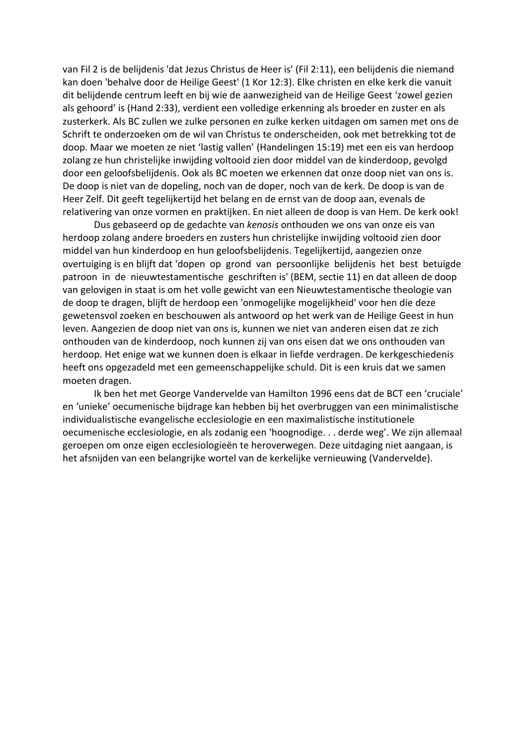van Fil 2 is de belijdenis 'dat Jezus Christus de Heer is' (Fil 2:11), een belijdenis die niemand kan doen 'behalve door de Heilige Geest' (1 Kor 12:3). Elke christen en elke kerk die vanuit dit belijdende centrum leeft en bij wie de aanwezigheid van de Heilige Geest 'zowel gezien als gehoord' is (Hand 2:33), verdient een volledige erkenning als broeder en zuster en als zusterkerk. Als BC zullen we zulke personen en zulke kerken uitdagen om samen met ons de Schrift te onderzoeken om de wil van Christus te onderscheiden, ook met betrekking tot de doop. Maar we moeten ze niet 'lastig vallen' (Handelingen 15:19) met een eis van herdoop zolang ze hun christelijke inwijding voltooid zien door middel van de kinderdoop, gevolgd door een geloofsbelijdenis. Ook als BC moeten we erkennen dat onze doop niet van ons is. De doop is niet van de dopeling, noch van de doper, noch van de kerk. De doop is van de Heer Zelf. Dit geeft tegelijkertijd het belang en de ernst van de doop aan, evenals de relativering van onze vormen en praktijken. En niet alleen de doop is van Hem. De kerk ook!

Dus gebaseerd op de gedachte van *kenosis* onthouden we ons van onze eis van herdoop zolang andere broeders en zusters hun christelijke inwijding voltooid zien door middel van hun kinderdoop en hun geloofsbelijdenis. Tegelijkertijd, aangezien onze overtuiging is en blijft dat 'dopen op grond van persoonlijke belijdenis het best betuigde patroon in de nieuwtestamentische geschriften is' (BEM, sectie 11) en dat alleen de doop van gelovigen in staat is om het volle gewicht van een Nieuwtestamentische theologie van de doop te dragen, blijft de herdoop een 'onmogelijke mogelijkheid' voor hen die deze gewetensvol zoeken en beschouwen als antwoord op het werk van de Heilige Geest in hun leven. Aangezien de doop niet van ons is, kunnen we niet van anderen eisen dat ze zich onthouden van de kinderdoop, noch kunnen zij van ons eisen dat we ons onthouden van herdoop. Het enige wat we kunnen doen is elkaar in liefde verdragen. De kerkgeschiedenis heeft ons opgezadeld met een gemeenschappelijke schuld. Dit is een kruis dat we samen moeten dragen.

Ik ben het met George Vandervelde van Hamilton 1996 eens dat de BCT een 'cruciale' en 'unieke' oecumenische bijdrage kan hebben bij het overbruggen van een minimalistische individualistische evangelische ecclesiologie en een maximalistische institutionele oecumenische ecclesiologie, en als zodanig een 'hoognodige. . . derde weg'. We zijn allemaal geroepen om onze eigen ecclesiologieën te heroverwegen. Deze uitdaging niet aangaan, is het afsnijden van een belangrijke wortel van de kerkelijke vernieuwing (Vandervelde).